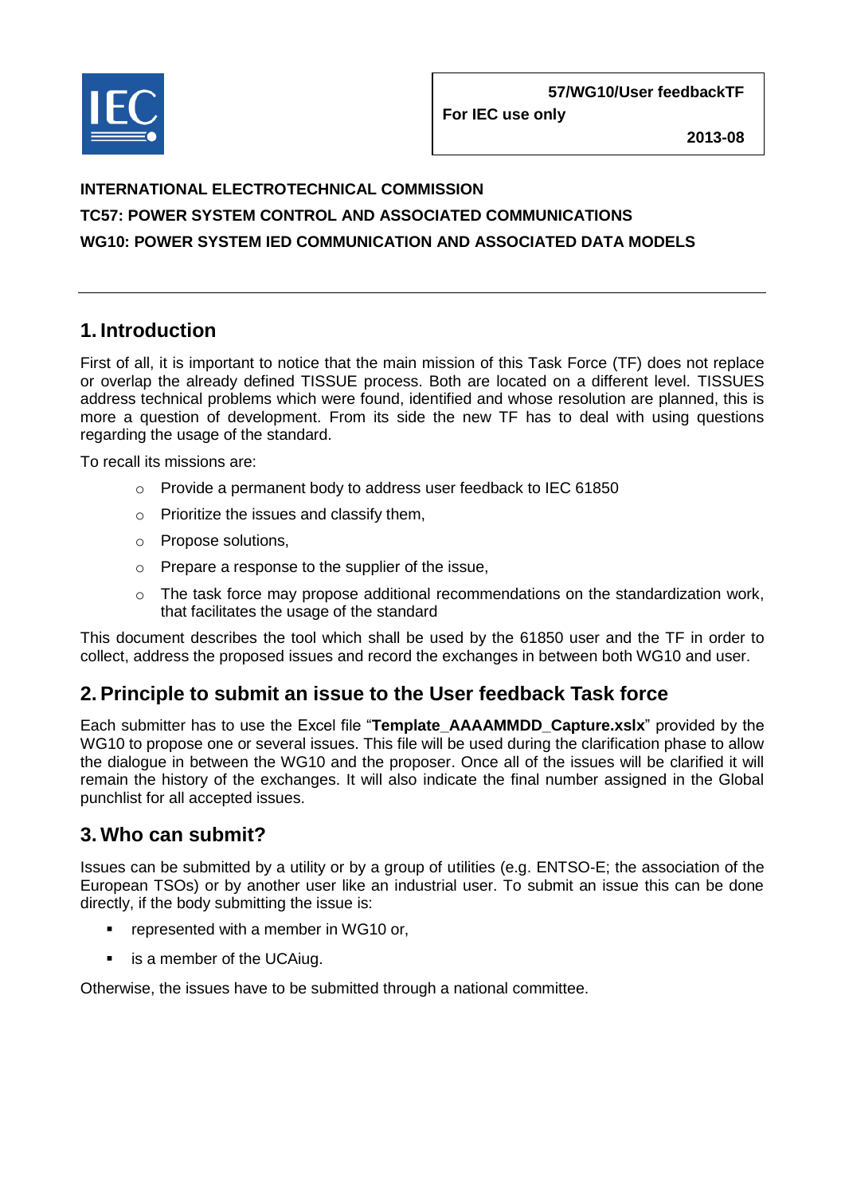**57/WG10/User feedbackTF**
**For IEC use only**
**2013-08**

**INTERNATIONAL ELECTROTECHNICAL COMMISSION**
**TC57: POWER SYSTEM CONTROL AND ASSOCIATED COMMUNICATIONS**
**WG10: POWER SYSTEM IED COMMUNICATION AND ASSOCIATED DATA MODELS**

---

## 1. Introduction

First of all, it is important to notice that the main mission of this Task Force (TF) does not replace or overlap the already defined TISSUE process. Both are located on a different level. TISSUES address technical problems which were found, identified and whose resolution are planned, this is more a question of development. From its side the new TF has to deal with using questions regarding the usage of the standard.

To recall its missions are:

- Provide a permanent body to address user feedback to IEC 61850
- Prioritize the issues and classify them,
- Propose solutions,
- Prepare a response to the supplier of the issue,
- The task force may propose additional recommendations on the standardization work, that facilitates the usage of the standard

This document describes the tool which shall be used by the 61850 user and the TF in order to collect, address the proposed issues and record the exchanges in between both WG10 and user.

## 2. Principle to submit an issue to the User feedback Task force

Each submitter has to use the Excel file "**Template_AAAAMMDD_Capture.xslx**" provided by the WG10 to propose one or several issues. This file will be used during the clarification phase to allow the dialogue in between the WG10 and the proposer. Once all of the issues will be clarified it will remain the history of the exchanges. It will also indicate the final number assigned in the Global punchlist for all accepted issues.

## 3. Who can submit?

Issues can be submitted by a utility or by a group of utilities (e.g. ENTSO-E; the association of the European TSOs) or by another user like an industrial user. To submit an issue this can be done directly, if the body submitting the issue is:

- represented with a member in WG10 or,
- is a member of the UCAiug.

Otherwise, the issues have to be submitted through a national committee.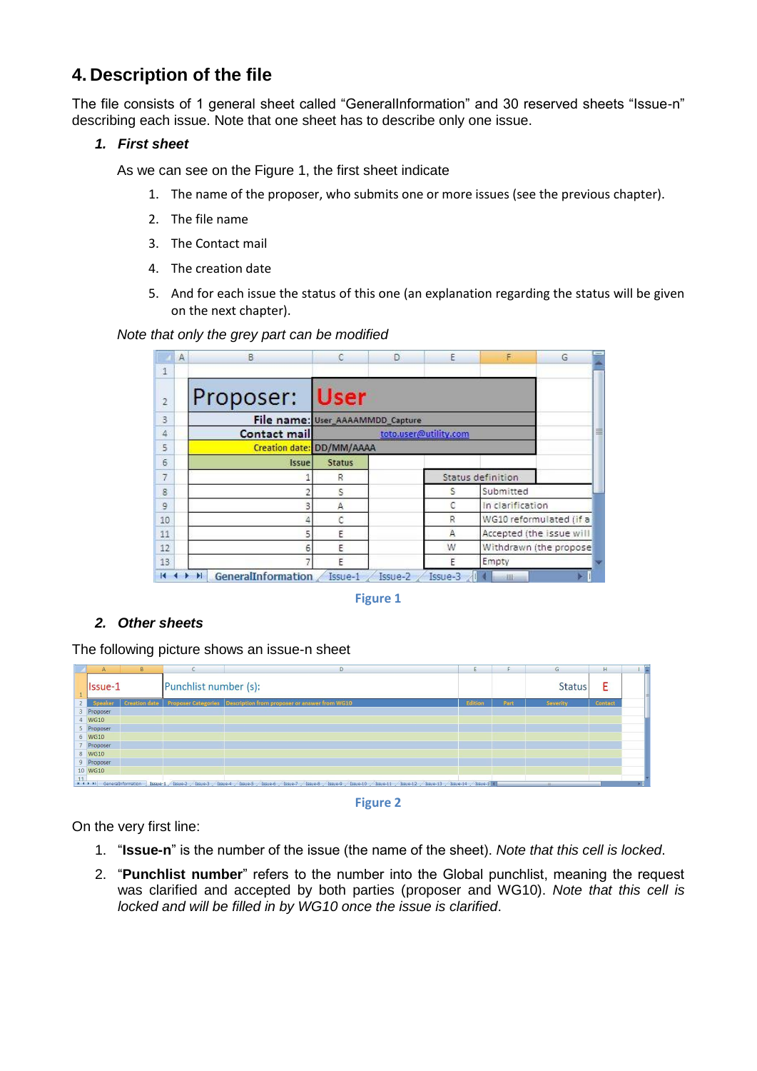# 4. Description of the file

The file consists of 1 general sheet called "GeneralInformation" and 30 reserved sheets "Issue-n" describing each issue. Note that one sheet has to describe only one issue.

### 1. *First sheet*

As we can see on the Figure 1, the first sheet indicate

1. The name of the proposer, who submits one or more issues (see the previous chapter).
2. The file name
3. The Contact mail
4. The creation date
5. And for each issue the status of this one (an explanation regarding the status will be given on the next chapter).

*Note that only the grey part can be modified*

| | |
|---|---|
| Proposer: | User |
| File name: | User_AAAAMMDD_Capture |
| Contact mail | toto.user@utility.com |
| Creation date: | DD/MM/AAAA |

| Issue | Status |
|---|---|
| 1 | R |
| 2 | S |
| 3 | A |
| 4 | C |
| 5 | E |
| 6 | E |
| 7 | E |

| Status definition | |
|---|---|
| S | Submitted |
| C | In clarification |
| R | WG10 reformulated (if a |
| A | Accepted (the issue will |
| W | Withdrawn (the propose |
| E | Empty |

Figure 1

### 2. *Other sheets*

The following picture shows an issue-n sheet

| Issue-1 | | Punchlist number (s): | | | | Status | E |
|---|---|---|---|---|---|---|---|
| Speaker | Creation date | Proposer Categories | Description from proposer or answer from WG10 | Edition | Part | Severity | Contact |
| Proposer | | | | | | | |
| WG10 | | | | | | | |
| Proposer | | | | | | | |
| WG10 | | | | | | | |
| Proposer | | | | | | | |
| WG10 | | | | | | | |
| Proposer | | | | | | | |
| WG10 | | | | | | | |

Figure 2

On the very first line:

1. "**Issue-n**" is the number of the issue (the name of the sheet). *Note that this cell is locked*.
2. "**Punchlist number**" refers to the number into the Global punchlist, meaning the request was clarified and accepted by both parties (proposer and WG10). *Note that this cell is locked and will be filled in by WG10 once the issue is clarified*.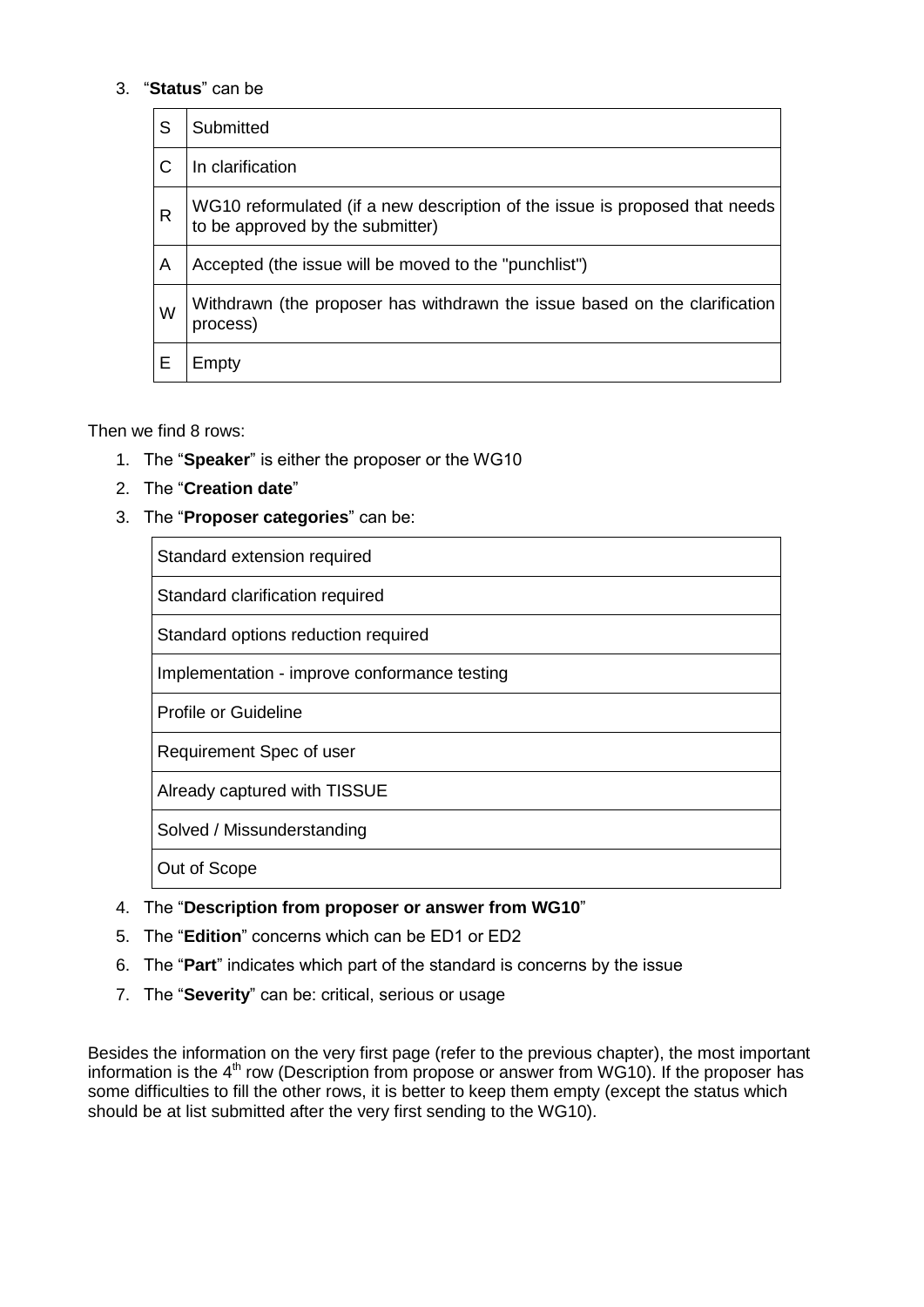3. "**Status**" can be

| | |
|---|---|
| S | Submitted |
| C | In clarification |
| R | WG10 reformulated (if a new description of the issue is proposed that needs to be approved by the submitter) |
| A | Accepted (the issue will be moved to the "punchlist") |
| W | Withdrawn (the proposer has withdrawn the issue based on the clarification process) |
| E | Empty |

Then we find 8 rows:

1. The "**Speaker**" is either the proposer or the WG10
2. The "**Creation date**"
3. The "**Proposer categories**" can be:

| |
|---|
| Standard extension required |
| Standard clarification required |
| Standard options reduction required |
| Implementation - improve conformance testing |
| Profile or Guideline |
| Requirement Spec of user |
| Already captured with TISSUE |
| Solved / Missunderstanding |
| Out of Scope |

4. The "**Description from proposer or answer from WG10**"
5. The "**Edition**" concerns which can be ED1 or ED2
6. The "**Part**" indicates which part of the standard is concerns by the issue
7. The "**Severity**" can be: critical, serious or usage

Besides the information on the very first page (refer to the previous chapter), the most important information is the 4th row (Description from propose or answer from WG10). If the proposer has some difficulties to fill the other rows, it is better to keep them empty (except the status which should be at list submitted after the very first sending to the WG10).